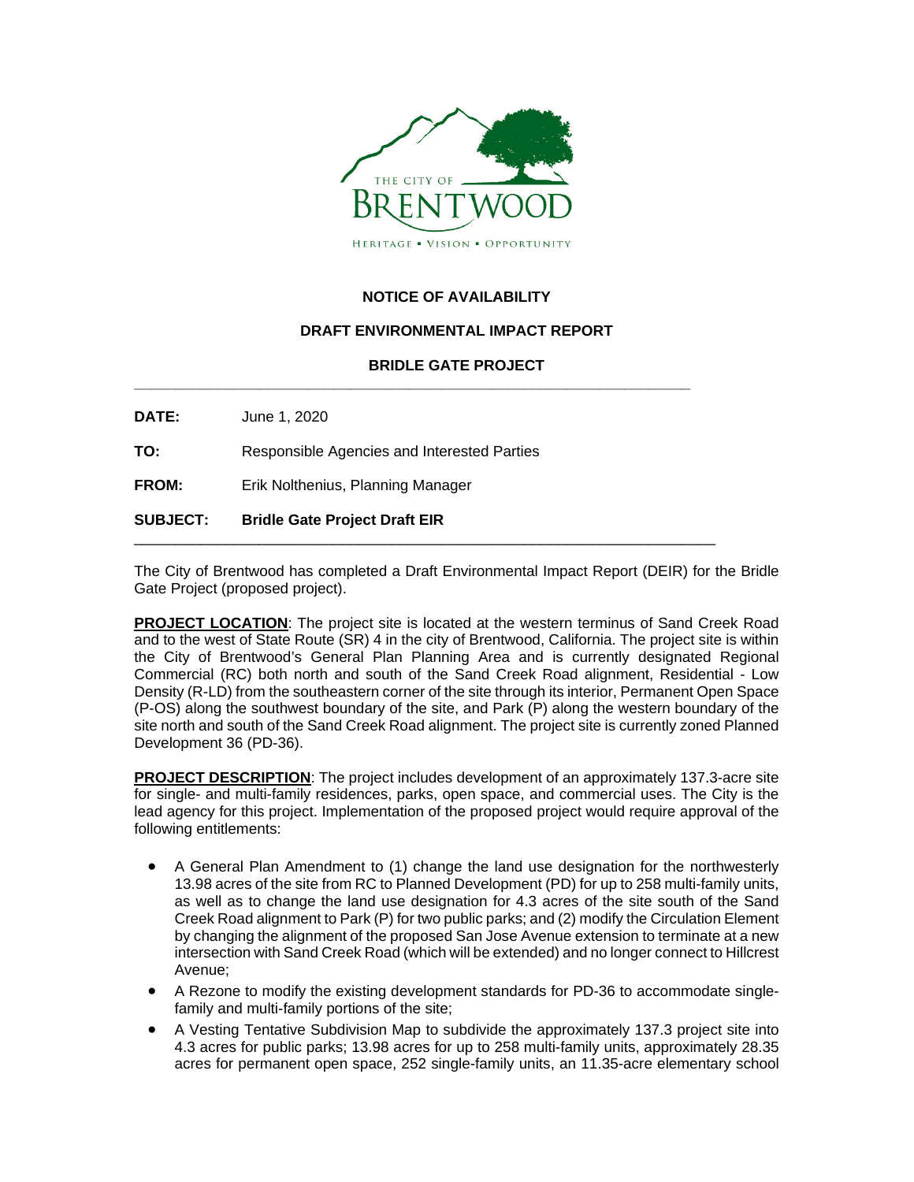THE CITY OF BRENTWOOD

HERITAGE ▪ VISION ▪ OPPORTUNITY

**NOTICE OF AVAILABILITY**

**DRAFT ENVIRONMENTAL IMPACT REPORT**

**BRIDLE GATE PROJECT**

---

**DATE:** June 1, 2020

**TO:** Responsible Agencies and Interested Parties

**FROM:** Erik Nolthenius, Planning Manager

**SUBJECT:** **Bridle Gate Project Draft EIR**

---

The City of Brentwood has completed a Draft Environmental Impact Report (DEIR) for the Bridle Gate Project (proposed project).

**PROJECT LOCATION**: The project site is located at the western terminus of Sand Creek Road and to the west of State Route (SR) 4 in the city of Brentwood, California. The project site is within the City of Brentwood's General Plan Planning Area and is currently designated Regional Commercial (RC) both north and south of the Sand Creek Road alignment, Residential - Low Density (R-LD) from the southeastern corner of the site through its interior, Permanent Open Space (P-OS) along the southwest boundary of the site, and Park (P) along the western boundary of the site north and south of the Sand Creek Road alignment. The project site is currently zoned Planned Development 36 (PD-36).

**PROJECT DESCRIPTION**: The project includes development of an approximately 137.3-acre site for single- and multi-family residences, parks, open space, and commercial uses. The City is the lead agency for this project. Implementation of the proposed project would require approval of the following entitlements:

- A General Plan Amendment to (1) change the land use designation for the northwesterly 13.98 acres of the site from RC to Planned Development (PD) for up to 258 multi-family units, as well as to change the land use designation for 4.3 acres of the site south of the Sand Creek Road alignment to Park (P) for two public parks; and (2) modify the Circulation Element by changing the alignment of the proposed San Jose Avenue extension to terminate at a new intersection with Sand Creek Road (which will be extended) and no longer connect to Hillcrest Avenue;
- A Rezone to modify the existing development standards for PD-36 to accommodate single-family and multi-family portions of the site;
- A Vesting Tentative Subdivision Map to subdivide the approximately 137.3 project site into 4.3 acres for public parks; 13.98 acres for up to 258 multi-family units, approximately 28.35 acres for permanent open space, 252 single-family units, an 11.35-acre elementary school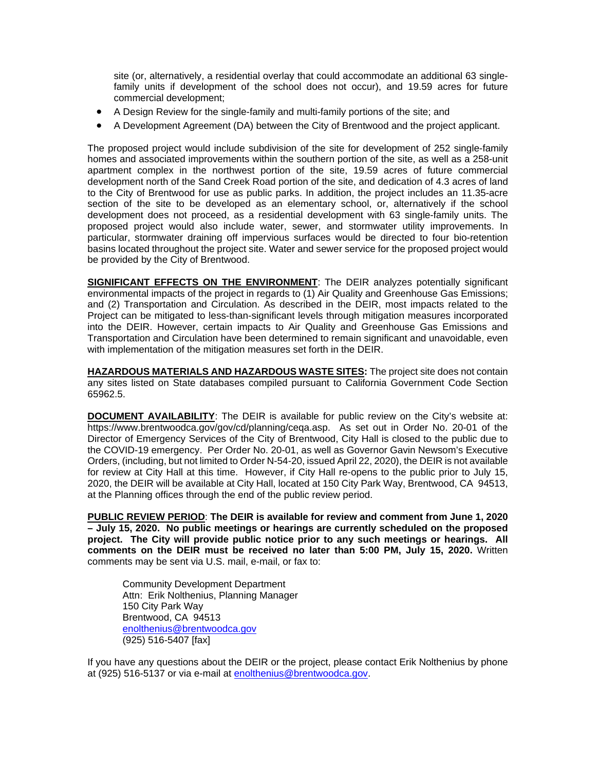site (or, alternatively, a residential overlay that could accommodate an additional 63 single-family units if development of the school does not occur), and 19.59 acres for future commercial development;

- A Design Review for the single-family and multi-family portions of the site; and
- A Development Agreement (DA) between the City of Brentwood and the project applicant.

The proposed project would include subdivision of the site for development of 252 single-family homes and associated improvements within the southern portion of the site, as well as a 258-unit apartment complex in the northwest portion of the site, 19.59 acres of future commercial development north of the Sand Creek Road portion of the site, and dedication of 4.3 acres of land to the City of Brentwood for use as public parks. In addition, the project includes an 11.35-acre section of the site to be developed as an elementary school, or, alternatively if the school development does not proceed, as a residential development with 63 single-family units. The proposed project would also include water, sewer, and stormwater utility improvements. In particular, stormwater draining off impervious surfaces would be directed to four bio-retention basins located throughout the project site. Water and sewer service for the proposed project would be provided by the City of Brentwood.

**SIGNIFICANT EFFECTS ON THE ENVIRONMENT**: The DEIR analyzes potentially significant environmental impacts of the project in regards to (1) Air Quality and Greenhouse Gas Emissions; and (2) Transportation and Circulation. As described in the DEIR, most impacts related to the Project can be mitigated to less-than-significant levels through mitigation measures incorporated into the DEIR. However, certain impacts to Air Quality and Greenhouse Gas Emissions and Transportation and Circulation have been determined to remain significant and unavoidable, even with implementation of the mitigation measures set forth in the DEIR.

**HAZARDOUS MATERIALS AND HAZARDOUS WASTE SITES:** The project site does not contain any sites listed on State databases compiled pursuant to California Government Code Section 65962.5.

**DOCUMENT AVAILABILITY**: The DEIR is available for public review on the City's website at: https://www.brentwoodca.gov/gov/cd/planning/ceqa.asp. As set out in Order No. 20-01 of the Director of Emergency Services of the City of Brentwood, City Hall is closed to the public due to the COVID-19 emergency. Per Order No. 20-01, as well as Governor Gavin Newsom's Executive Orders, (including, but not limited to Order N-54-20, issued April 22, 2020), the DEIR is not available for review at City Hall at this time. However, if City Hall re-opens to the public prior to July 15, 2020, the DEIR will be available at City Hall, located at 150 City Park Way, Brentwood, CA 94513, at the Planning offices through the end of the public review period.

**PUBLIC REVIEW PERIOD**: **The DEIR is available for review and comment from June 1, 2020 – July 15, 2020. No public meetings or hearings are currently scheduled on the proposed project. The City will provide public notice prior to any such meetings or hearings. All comments on the DEIR must be received no later than 5:00 PM, July 15, 2020.** Written comments may be sent via U.S. mail, e-mail, or fax to:

Community Development Department
Attn: Erik Nolthenius, Planning Manager
150 City Park Way
Brentwood, CA 94513
enolthenius@brentwoodca.gov
(925) 516-5407 [fax]

If you have any questions about the DEIR or the project, please contact Erik Nolthenius by phone at (925) 516-5137 or via e-mail at enolthenius@brentwoodca.gov.